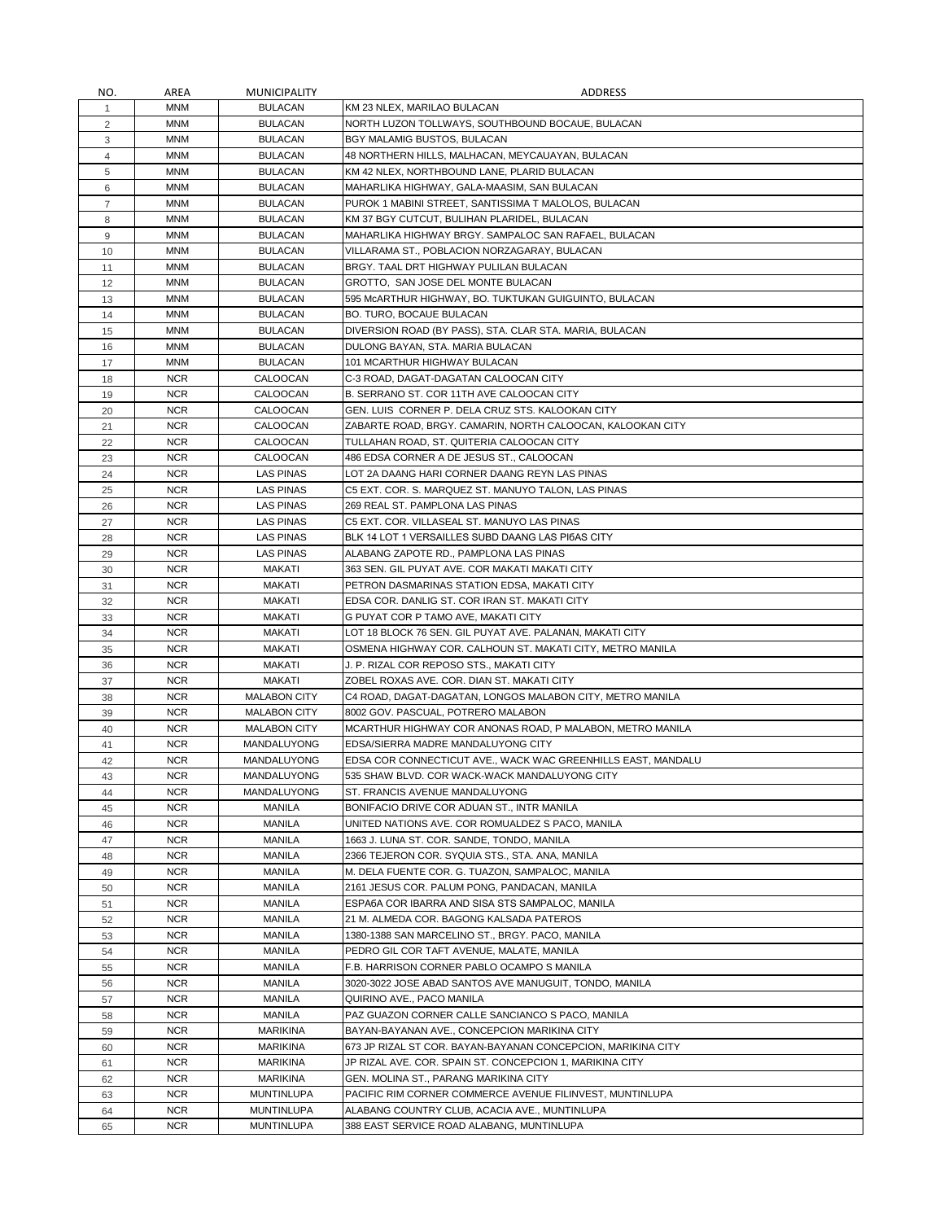| NO. | AREA | MUNICIPALITY | ADDRESS |
|---|---|---|---|
| 1 | MNM | BULACAN | KM 23 NLEX, MARILAO BULACAN |
| 2 | MNM | BULACAN | NORTH LUZON TOLLWAYS, SOUTHBOUND BOCAUE, BULACAN |
| 3 | MNM | BULACAN | BGY MALAMIG BUSTOS, BULACAN |
| 4 | MNM | BULACAN | 48 NORTHERN HILLS, MALHACAN, MEYCAUAYAN, BULACAN |
| 5 | MNM | BULACAN | KM 42 NLEX, NORTHBOUND LANE, PLARID BULACAN |
| 6 | MNM | BULACAN | MAHARLIKA HIGHWAY, GALA-MAASIM, SAN BULACAN |
| 7 | MNM | BULACAN | PUROK 1 MABINI STREET, SANTISSIMA T MALOLOS, BULACAN |
| 8 | MNM | BULACAN | KM 37 BGY CUTCUT, BULIHAN PLARIDEL, BULACAN |
| 9 | MNM | BULACAN | MAHARLIKA HIGHWAY BRGY. SAMPALOC SAN RAFAEL, BULACAN |
| 10 | MNM | BULACAN | VILLARAMA ST., POBLACION NORZAGARAY, BULACAN |
| 11 | MNM | BULACAN | BRGY. TAAL DRT HIGHWAY PULILAN BULACAN |
| 12 | MNM | BULACAN | GROTTO, SAN JOSE DEL MONTE BULACAN |
| 13 | MNM | BULACAN | 595 McARTHUR HIGHWAY, BO. TUKTUKAN GUIGUINTO, BULACAN |
| 14 | MNM | BULACAN | BO. TURO, BOCAUE BULACAN |
| 15 | MNM | BULACAN | DIVERSION ROAD (BY PASS), STA. CLAR STA. MARIA, BULACAN |
| 16 | MNM | BULACAN | DULONG BAYAN, STA. MARIA BULACAN |
| 17 | MNM | BULACAN | 101 MCARTHUR HIGHWAY BULACAN |
| 18 | NCR | CALOOCAN | C-3 ROAD, DAGAT-DAGATAN CALOOCAN CITY |
| 19 | NCR | CALOOCAN | B. SERRANO ST. COR 11TH AVE CALOOCAN CITY |
| 20 | NCR | CALOOCAN | GEN. LUIS CORNER P. DELA CRUZ STS. KALOOKAN CITY |
| 21 | NCR | CALOOCAN | ZABARTE ROAD, BRGY. CAMARIN, NORTH CALOOCAN, KALOOKAN CITY |
| 22 | NCR | CALOOCAN | TULLAHAN ROAD, ST. QUITERIA CALOOCAN CITY |
| 23 | NCR | CALOOCAN | 486 EDSA CORNER A DE JESUS ST., CALOOCAN |
| 24 | NCR | LAS PINAS | LOT 2A DAANG HARI CORNER DAANG REYN LAS PINAS |
| 25 | NCR | LAS PINAS | C5 EXT. COR. S. MARQUEZ ST. MANUYO TALON, LAS PINAS |
| 26 | NCR | LAS PINAS | 269 REAL ST. PAMPLONA LAS PINAS |
| 27 | NCR | LAS PINAS | C5 EXT. COR. VILLASEAL ST. MANUYO LAS PINAS |
| 28 | NCR | LAS PINAS | BLK 14 LOT 1 VERSAILLES SUBD DAANG LAS PI6AS CITY |
| 29 | NCR | LAS PINAS | ALABANG ZAPOTE RD., PAMPLONA LAS PINAS |
| 30 | NCR | MAKATI | 363 SEN. GIL PUYAT AVE. COR MAKATI MAKATI CITY |
| 31 | NCR | MAKATI | PETRON DASMARINAS STATION EDSA, MAKATI CITY |
| 32 | NCR | MAKATI | EDSA COR. DANLIG ST. COR IRAN ST. MAKATI CITY |
| 33 | NCR | MAKATI | G PUYAT COR P TAMO AVE, MAKATI CITY |
| 34 | NCR | MAKATI | LOT 18 BLOCK 76 SEN. GIL PUYAT AVE. PALANAN, MAKATI CITY |
| 35 | NCR | MAKATI | OSMENA HIGHWAY COR. CALHOUN ST. MAKATI CITY, METRO MANILA |
| 36 | NCR | MAKATI | J. P. RIZAL COR REPOSO STS., MAKATI CITY |
| 37 | NCR | MAKATI | ZOBEL ROXAS AVE. COR. DIAN ST. MAKATI CITY |
| 38 | NCR | MALABON CITY | C4 ROAD, DAGAT-DAGATAN, LONGOS MALABON CITY, METRO MANILA |
| 39 | NCR | MALABON CITY | 8002 GOV. PASCUAL, POTRERO MALABON |
| 40 | NCR | MALABON CITY | MCARTHUR HIGHWAY COR ANONAS ROAD, P MALABON, METRO MANILA |
| 41 | NCR | MANDALUYONG | EDSA/SIERRA MADRE MANDALUYONG CITY |
| 42 | NCR | MANDALUYONG | EDSA COR CONNECTICUT AVE., WACK WAC GREENHILLS EAST, MANDALU |
| 43 | NCR | MANDALUYONG | 535 SHAW BLVD. COR WACK-WACK MANDALUYONG CITY |
| 44 | NCR | MANDALUYONG | ST. FRANCIS AVENUE MANDALUYONG |
| 45 | NCR | MANILA | BONIFACIO DRIVE COR ADUAN ST., INTR MANILA |
| 46 | NCR | MANILA | UNITED NATIONS AVE. COR ROMUALDEZ S PACO, MANILA |
| 47 | NCR | MANILA | 1663 J. LUNA ST. COR. SANDE, TONDO, MANILA |
| 48 | NCR | MANILA | 2366 TEJERON COR. SYQUIA STS., STA. ANA, MANILA |
| 49 | NCR | MANILA | M. DELA FUENTE COR. G. TUAZON, SAMPALOC, MANILA |
| 50 | NCR | MANILA | 2161 JESUS COR. PALUM PONG, PANDACAN, MANILA |
| 51 | NCR | MANILA | ESPA6A COR IBARRA AND SISA STS SAMPALOC, MANILA |
| 52 | NCR | MANILA | 21 M. ALMEDA COR. BAGONG KALSADA PATEROS |
| 53 | NCR | MANILA | 1380-1388 SAN MARCELINO ST., BRGY. PACO, MANILA |
| 54 | NCR | MANILA | PEDRO GIL COR TAFT AVENUE, MALATE, MANILA |
| 55 | NCR | MANILA | F.B. HARRISON CORNER PABLO OCAMPO S MANILA |
| 56 | NCR | MANILA | 3020-3022 JOSE ABAD SANTOS AVE MANUGUIT, TONDO, MANILA |
| 57 | NCR | MANILA | QUIRINO AVE., PACO MANILA |
| 58 | NCR | MANILA | PAZ GUAZON CORNER CALLE SANCIANCO S PACO, MANILA |
| 59 | NCR | MARIKINA | BAYAN-BAYANAN AVE., CONCEPCION MARIKINA CITY |
| 60 | NCR | MARIKINA | 673 JP RIZAL ST COR. BAYAN-BAYANAN CONCEPCION, MARIKINA CITY |
| 61 | NCR | MARIKINA | JP RIZAL AVE. COR. SPAIN ST. CONCEPCION 1, MARIKINA CITY |
| 62 | NCR | MARIKINA | GEN. MOLINA ST., PARANG MARIKINA CITY |
| 63 | NCR | MUNTINLUPA | PACIFIC RIM CORNER COMMERCE AVENUE FILINVEST, MUNTINLUPA |
| 64 | NCR | MUNTINLUPA | ALABANG COUNTRY CLUB, ACACIA AVE., MUNTINLUPA |
| 65 | NCR | MUNTINLUPA | 388 EAST SERVICE ROAD ALABANG, MUNTINLUPA |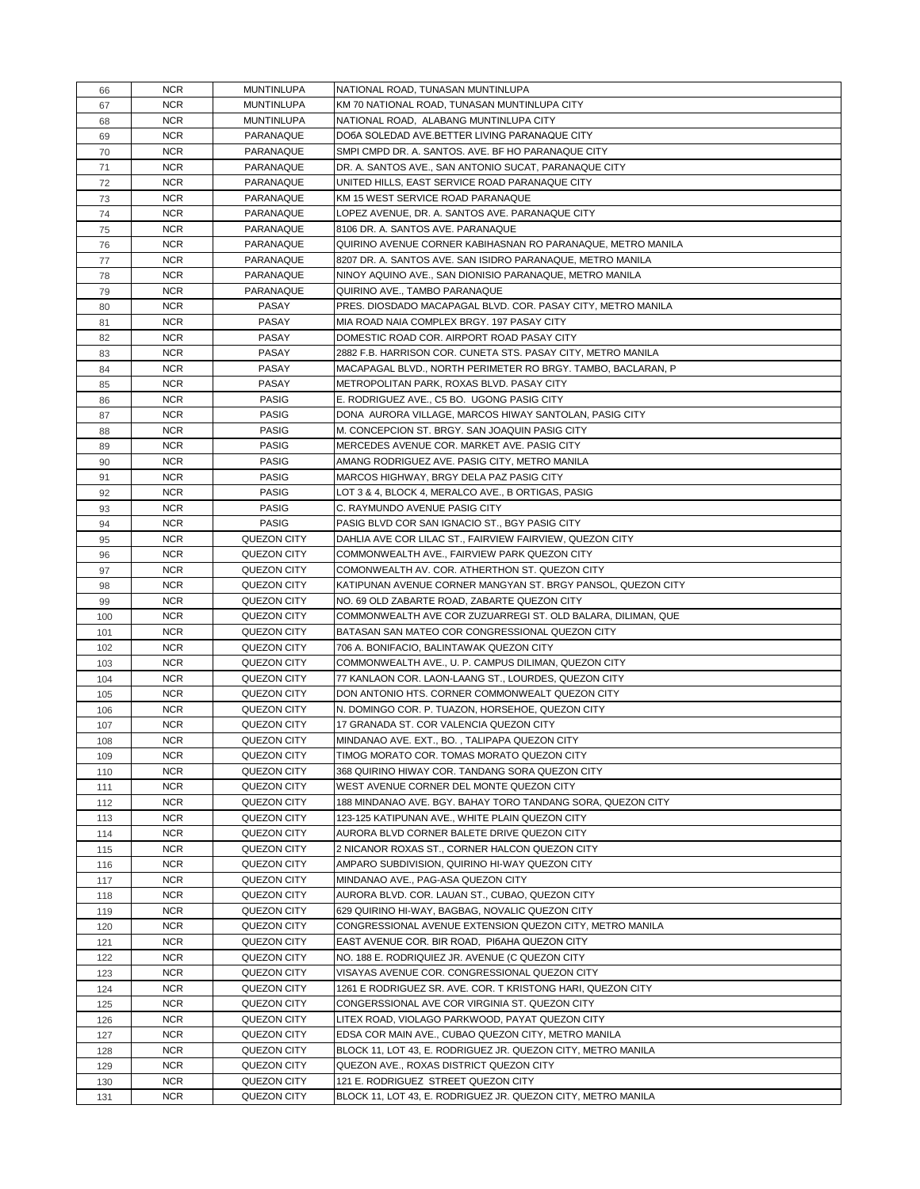| 66 | NCR | MUNTINLUPA | NATIONAL ROAD, TUNASAN MUNTINLUPA |
|---|---|---|---|
| 67 | NCR | MUNTINLUPA | KM 70 NATIONAL ROAD, TUNASAN MUNTINLUPA CITY |
| 68 | NCR | MUNTINLUPA | NATIONAL ROAD, ALABANG MUNTINLUPA CITY |
| 69 | NCR | PARANAQUE | DO6A SOLEDAD AVE.BETTER LIVING PARANAQUE CITY |
| 70 | NCR | PARANAQUE | SMPI CMPD DR. A. SANTOS. AVE. BF HO PARANAQUE CITY |
| 71 | NCR | PARANAQUE | DR. A. SANTOS AVE., SAN ANTONIO SUCAT, PARANAQUE CITY |
| 72 | NCR | PARANAQUE | UNITED HILLS, EAST SERVICE ROAD PARANAQUE CITY |
| 73 | NCR | PARANAQUE | KM 15 WEST SERVICE ROAD PARANAQUE |
| 74 | NCR | PARANAQUE | LOPEZ AVENUE, DR. A. SANTOS AVE. PARANAQUE CITY |
| 75 | NCR | PARANAQUE | 8106 DR. A. SANTOS AVE. PARANAQUE |
| 76 | NCR | PARANAQUE | QUIRINO AVENUE CORNER KABIHASNAN RO PARANAQUE, METRO MANILA |
| 77 | NCR | PARANAQUE | 8207 DR. A. SANTOS AVE. SAN ISIDRO PARANAQUE, METRO MANILA |
| 78 | NCR | PARANAQUE | NINOY AQUINO AVE., SAN DIONISIO PARANAQUE, METRO MANILA |
| 79 | NCR | PARANAQUE | QUIRINO AVE., TAMBO PARANAQUE |
| 80 | NCR | PASAY | PRES. DIOSDADO MACAPAGAL BLVD. COR. PASAY CITY, METRO MANILA |
| 81 | NCR | PASAY | MIA ROAD NAIA COMPLEX BRGY. 197 PASAY CITY |
| 82 | NCR | PASAY | DOMESTIC ROAD COR. AIRPORT ROAD PASAY CITY |
| 83 | NCR | PASAY | 2882 F.B. HARRISON COR. CUNETA STS. PASAY CITY, METRO MANILA |
| 84 | NCR | PASAY | MACAPAGAL BLVD., NORTH PERIMETER RO BRGY. TAMBO, BACLARAN, P |
| 85 | NCR | PASAY | METROPOLITAN PARK, ROXAS BLVD. PASAY CITY |
| 86 | NCR | PASIG | E. RODRIGUEZ AVE., C5 BO. UGONG PASIG CITY |
| 87 | NCR | PASIG | DONA AURORA VILLAGE, MARCOS HIWAY SANTOLAN, PASIG CITY |
| 88 | NCR | PASIG | M. CONCEPCION ST. BRGY. SAN JOAQUIN PASIG CITY |
| 89 | NCR | PASIG | MERCEDES AVENUE COR. MARKET AVE. PASIG CITY |
| 90 | NCR | PASIG | AMANG RODRIGUEZ AVE. PASIG CITY, METRO MANILA |
| 91 | NCR | PASIG | MARCOS HIGHWAY, BRGY DELA PAZ PASIG CITY |
| 92 | NCR | PASIG | LOT 3 & 4, BLOCK 4, MERALCO AVE., B ORTIGAS, PASIG |
| 93 | NCR | PASIG | C. RAYMUNDO AVENUE PASIG CITY |
| 94 | NCR | PASIG | PASIG BLVD COR SAN IGNACIO ST., BGY PASIG CITY |
| 95 | NCR | QUEZON CITY | DAHLIA AVE COR LILAC ST., FAIRVIEW FAIRVIEW, QUEZON CITY |
| 96 | NCR | QUEZON CITY | COMMONWEALTH AVE., FAIRVIEW PARK QUEZON CITY |
| 97 | NCR | QUEZON CITY | COMONWEALTH AV. COR. ATHERTHON ST. QUEZON CITY |
| 98 | NCR | QUEZON CITY | KATIPUNAN AVENUE CORNER MANGYAN ST. BRGY PANSOL, QUEZON CITY |
| 99 | NCR | QUEZON CITY | NO. 69 OLD ZABARTE ROAD, ZABARTE QUEZON CITY |
| 100 | NCR | QUEZON CITY | COMMONWEALTH AVE COR ZUZUARREGI ST. OLD BALARA, DILIMAN, QUE |
| 101 | NCR | QUEZON CITY | BATASAN SAN MATEO COR CONGRESSIONAL QUEZON CITY |
| 102 | NCR | QUEZON CITY | 706 A. BONIFACIO, BALINTAWAK QUEZON CITY |
| 103 | NCR | QUEZON CITY | COMMONWEALTH AVE., U. P. CAMPUS DILIMAN, QUEZON CITY |
| 104 | NCR | QUEZON CITY | 77 KANLAON COR. LAON-LAANG ST., LOURDES, QUEZON CITY |
| 105 | NCR | QUEZON CITY | DON ANTONIO HTS. CORNER COMMONWEALT QUEZON CITY |
| 106 | NCR | QUEZON CITY | N. DOMINGO COR. P. TUAZON, HORSEHOE, QUEZON CITY |
| 107 | NCR | QUEZON CITY | 17 GRANADA ST. COR VALENCIA QUEZON CITY |
| 108 | NCR | QUEZON CITY | MINDANAO AVE. EXT., BO. , TALIPAPA QUEZON CITY |
| 109 | NCR | QUEZON CITY | TIMOG MORATO COR. TOMAS MORATO QUEZON CITY |
| 110 | NCR | QUEZON CITY | 368 QUIRINO HIWAY COR. TANDANG SORA QUEZON CITY |
| 111 | NCR | QUEZON CITY | WEST AVENUE CORNER DEL MONTE QUEZON CITY |
| 112 | NCR | QUEZON CITY | 188 MINDANAO AVE. BGY. BAHAY TORO TANDANG SORA, QUEZON CITY |
| 113 | NCR | QUEZON CITY | 123-125 KATIPUNAN AVE., WHITE PLAIN QUEZON CITY |
| 114 | NCR | QUEZON CITY | AURORA BLVD CORNER BALETE DRIVE QUEZON CITY |
| 115 | NCR | QUEZON CITY | 2 NICANOR ROXAS ST., CORNER HALCON QUEZON CITY |
| 116 | NCR | QUEZON CITY | AMPARO SUBDIVISION, QUIRINO HI-WAY QUEZON CITY |
| 117 | NCR | QUEZON CITY | MINDANAO AVE., PAG-ASA QUEZON CITY |
| 118 | NCR | QUEZON CITY | AURORA BLVD. COR. LAUAN ST., CUBAO, QUEZON CITY |
| 119 | NCR | QUEZON CITY | 629 QUIRINO HI-WAY, BAGBAG, NOVALIC QUEZON CITY |
| 120 | NCR | QUEZON CITY | CONGRESSIONAL AVENUE EXTENSION QUEZON CITY, METRO MANILA |
| 121 | NCR | QUEZON CITY | EAST AVENUE COR. BIR ROAD, PI6AHA QUEZON CITY |
| 122 | NCR | QUEZON CITY | NO. 188 E. RODRIQUIEZ JR. AVENUE (C QUEZON CITY |
| 123 | NCR | QUEZON CITY | VISAYAS AVENUE COR. CONGRESSIONAL QUEZON CITY |
| 124 | NCR | QUEZON CITY | 1261 E RODRIGUEZ SR. AVE. COR. T KRISTONG HARI, QUEZON CITY |
| 125 | NCR | QUEZON CITY | CONGERSSIONAL AVE COR VIRGINIA ST. QUEZON CITY |
| 126 | NCR | QUEZON CITY | LITEX ROAD, VIOLAGO PARKWOOD, PAYAT QUEZON CITY |
| 127 | NCR | QUEZON CITY | EDSA COR MAIN AVE., CUBAO QUEZON CITY, METRO MANILA |
| 128 | NCR | QUEZON CITY | BLOCK 11, LOT 43, E. RODRIGUEZ JR. QUEZON CITY, METRO MANILA |
| 129 | NCR | QUEZON CITY | QUEZON AVE., ROXAS DISTRICT QUEZON CITY |
| 130 | NCR | QUEZON CITY | 121 E. RODRIGUEZ STREET QUEZON CITY |
| 131 | NCR | QUEZON CITY | BLOCK 11, LOT 43, E. RODRIGUEZ JR. QUEZON CITY, METRO MANILA |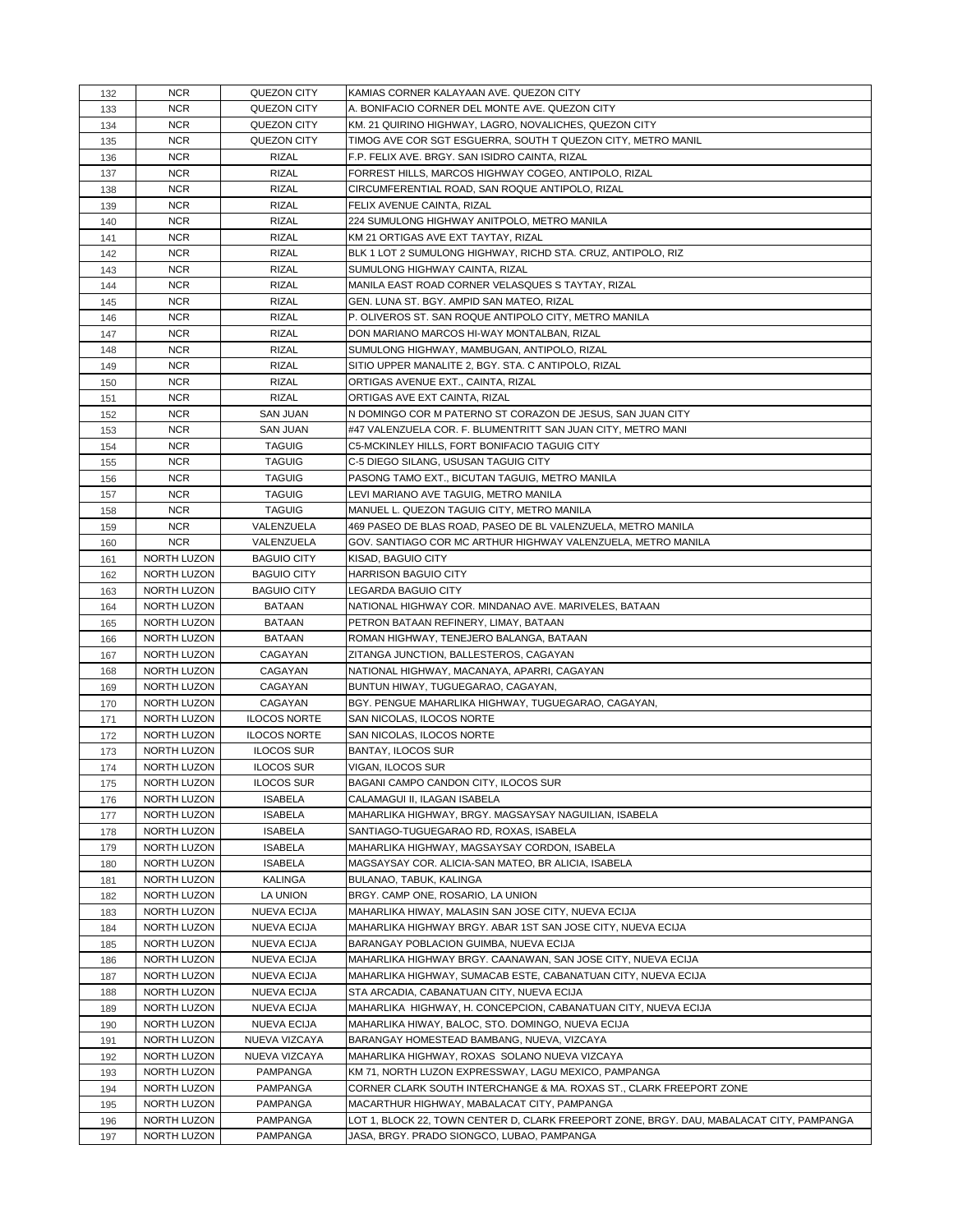| 132 | NCR | QUEZON CITY | KAMIAS CORNER KALAYAAN AVE. QUEZON CITY |
|---|---|---|---|
| 133 | NCR | QUEZON CITY | A. BONIFACIO CORNER DEL MONTE AVE. QUEZON CITY |
| 134 | NCR | QUEZON CITY | KM. 21 QUIRINO HIGHWAY, LAGRO, NOVALICHES, QUEZON CITY |
| 135 | NCR | QUEZON CITY | TIMOG AVE COR SGT ESGUERRA, SOUTH T QUEZON CITY, METRO MANIL |
| 136 | NCR | RIZAL | F.P. FELIX AVE. BRGY. SAN ISIDRO CAINTA, RIZAL |
| 137 | NCR | RIZAL | FORREST HILLS, MARCOS HIGHWAY COGEO, ANTIPOLO, RIZAL |
| 138 | NCR | RIZAL | CIRCUMFERENTIAL ROAD, SAN ROQUE ANTIPOLO, RIZAL |
| 139 | NCR | RIZAL | FELIX AVENUE CAINTA, RIZAL |
| 140 | NCR | RIZAL | 224 SUMULONG HIGHWAY ANITPOLO, METRO MANILA |
| 141 | NCR | RIZAL | KM 21 ORTIGAS AVE EXT TAYTAY, RIZAL |
| 142 | NCR | RIZAL | BLK 1 LOT 2 SUMULONG HIGHWAY, RICHD STA. CRUZ, ANTIPOLO, RIZ |
| 143 | NCR | RIZAL | SUMULONG HIGHWAY CAINTA, RIZAL |
| 144 | NCR | RIZAL | MANILA EAST ROAD CORNER VELASQUES S TAYTAY, RIZAL |
| 145 | NCR | RIZAL | GEN. LUNA ST. BGY. AMPID SAN MATEO, RIZAL |
| 146 | NCR | RIZAL | P. OLIVEROS ST. SAN ROQUE ANTIPOLO CITY, METRO MANILA |
| 147 | NCR | RIZAL | DON MARIANO MARCOS HI-WAY MONTALBAN, RIZAL |
| 148 | NCR | RIZAL | SUMULONG HIGHWAY, MAMBUGAN, ANTIPOLO, RIZAL |
| 149 | NCR | RIZAL | SITIO UPPER MANALITE 2, BGY. STA. C ANTIPOLO, RIZAL |
| 150 | NCR | RIZAL | ORTIGAS AVENUE EXT., CAINTA, RIZAL |
| 151 | NCR | RIZAL | ORTIGAS AVE EXT CAINTA, RIZAL |
| 152 | NCR | SAN JUAN | N DOMINGO COR M PATERNO ST CORAZON DE JESUS, SAN JUAN CITY |
| 153 | NCR | SAN JUAN | #47 VALENZUELA COR. F. BLUMENTRITT SAN JUAN CITY, METRO MANI |
| 154 | NCR | TAGUIG | C5-MCKINLEY HILLS, FORT BONIFACIO TAGUIG CITY |
| 155 | NCR | TAGUIG | C-5 DIEGO SILANG, USUSAN TAGUIG CITY |
| 156 | NCR | TAGUIG | PASONG TAMO EXT., BICUTAN TAGUIG, METRO MANILA |
| 157 | NCR | TAGUIG | LEVI MARIANO AVE TAGUIG, METRO MANILA |
| 158 | NCR | TAGUIG | MANUEL L. QUEZON TAGUIG CITY, METRO MANILA |
| 159 | NCR | VALENZUELA | 469 PASEO DE BLAS ROAD, PASEO DE BL VALENZUELA, METRO MANILA |
| 160 | NCR | VALENZUELA | GOV. SANTIAGO COR MC ARTHUR HIGHWAY VALENZUELA, METRO MANILA |
| 161 | NORTH LUZON | BAGUIO CITY | KISAD, BAGUIO CITY |
| 162 | NORTH LUZON | BAGUIO CITY | HARRISON BAGUIO CITY |
| 163 | NORTH LUZON | BAGUIO CITY | LEGARDA BAGUIO CITY |
| 164 | NORTH LUZON | BATAAN | NATIONAL HIGHWAY COR. MINDANAO AVE. MARIVELES, BATAAN |
| 165 | NORTH LUZON | BATAAN | PETRON BATAAN REFINERY, LIMAY, BATAAN |
| 166 | NORTH LUZON | BATAAN | ROMAN HIGHWAY, TENEJERO BALANGA, BATAAN |
| 167 | NORTH LUZON | CAGAYAN | ZITANGA JUNCTION, BALLESTEROS, CAGAYAN |
| 168 | NORTH LUZON | CAGAYAN | NATIONAL HIGHWAY, MACANAYA, APARRI, CAGAYAN |
| 169 | NORTH LUZON | CAGAYAN | BUNTUN HIWAY, TUGUEGARAO, CAGAYAN, |
| 170 | NORTH LUZON | CAGAYAN | BGY. PENGUE MAHARLIKA HIGHWAY, TUGUEGARAO, CAGAYAN, |
| 171 | NORTH LUZON | ILOCOS NORTE | SAN NICOLAS, ILOCOS NORTE |
| 172 | NORTH LUZON | ILOCOS NORTE | SAN NICOLAS, ILOCOS NORTE |
| 173 | NORTH LUZON | ILOCOS SUR | BANTAY, ILOCOS SUR |
| 174 | NORTH LUZON | ILOCOS SUR | VIGAN, ILOCOS SUR |
| 175 | NORTH LUZON | ILOCOS SUR | BAGANI CAMPO CANDON CITY, ILOCOS SUR |
| 176 | NORTH LUZON | ISABELA | CALAMAGUI II, ILAGAN ISABELA |
| 177 | NORTH LUZON | ISABELA | MAHARLIKA HIGHWAY, BRGY. MAGSAYSAY NAGUILIAN, ISABELA |
| 178 | NORTH LUZON | ISABELA | SANTIAGO-TUGUEGARAO RD, ROXAS, ISABELA |
| 179 | NORTH LUZON | ISABELA | MAHARLIKA HIGHWAY, MAGSAYSAY CORDON, ISABELA |
| 180 | NORTH LUZON | ISABELA | MAGSAYSAY COR. ALICIA-SAN MATEO, BR ALICIA, ISABELA |
| 181 | NORTH LUZON | KALINGA | BULANAO, TABUK, KALINGA |
| 182 | NORTH LUZON | LA UNION | BRGY. CAMP ONE, ROSARIO, LA UNION |
| 183 | NORTH LUZON | NUEVA ECIJA | MAHARLIKA HIWAY, MALASIN SAN JOSE CITY, NUEVA ECIJA |
| 184 | NORTH LUZON | NUEVA ECIJA | MAHARLIKA HIGHWAY BRGY. ABAR 1ST SAN JOSE CITY, NUEVA ECIJA |
| 185 | NORTH LUZON | NUEVA ECIJA | BARANGAY POBLACION GUIMBA, NUEVA ECIJA |
| 186 | NORTH LUZON | NUEVA ECIJA | MAHARLIKA HIGHWAY BRGY. CAANAWAN, SAN JOSE CITY, NUEVA ECIJA |
| 187 | NORTH LUZON | NUEVA ECIJA | MAHARLIKA HIGHWAY, SUMACAB ESTE, CABANATUAN CITY, NUEVA ECIJA |
| 188 | NORTH LUZON | NUEVA ECIJA | STA ARCADIA, CABANATUAN CITY, NUEVA ECIJA |
| 189 | NORTH LUZON | NUEVA ECIJA | MAHARLIKA HIGHWAY, H. CONCEPCION, CABANATUAN CITY, NUEVA ECIJA |
| 190 | NORTH LUZON | NUEVA ECIJA | MAHARLIKA HIWAY, BALOC, STO. DOMINGO, NUEVA ECIJA |
| 191 | NORTH LUZON | NUEVA VIZCAYA | BARANGAY HOMESTEAD BAMBANG, NUEVA, VIZCAYA |
| 192 | NORTH LUZON | NUEVA VIZCAYA | MAHARLIKA HIGHWAY, ROXAS SOLANO NUEVA VIZCAYA |
| 193 | NORTH LUZON | PAMPANGA | KM 71, NORTH LUZON EXPRESSWAY, LAGU MEXICO, PAMPANGA |
| 194 | NORTH LUZON | PAMPANGA | CORNER CLARK SOUTH INTERCHANGE & MA. ROXAS ST., CLARK FREEPORT ZONE |
| 195 | NORTH LUZON | PAMPANGA | MACARTHUR HIGHWAY, MABALACAT CITY, PAMPANGA |
| 196 | NORTH LUZON | PAMPANGA | LOT 1, BLOCK 22, TOWN CENTER D, CLARK FREEPORT ZONE, BRGY. DAU, MABALACAT CITY, PAMPANGA |
| 197 | NORTH LUZON | PAMPANGA | JASA, BRGY. PRADO SIONGCO, LUBAO, PAMPANGA |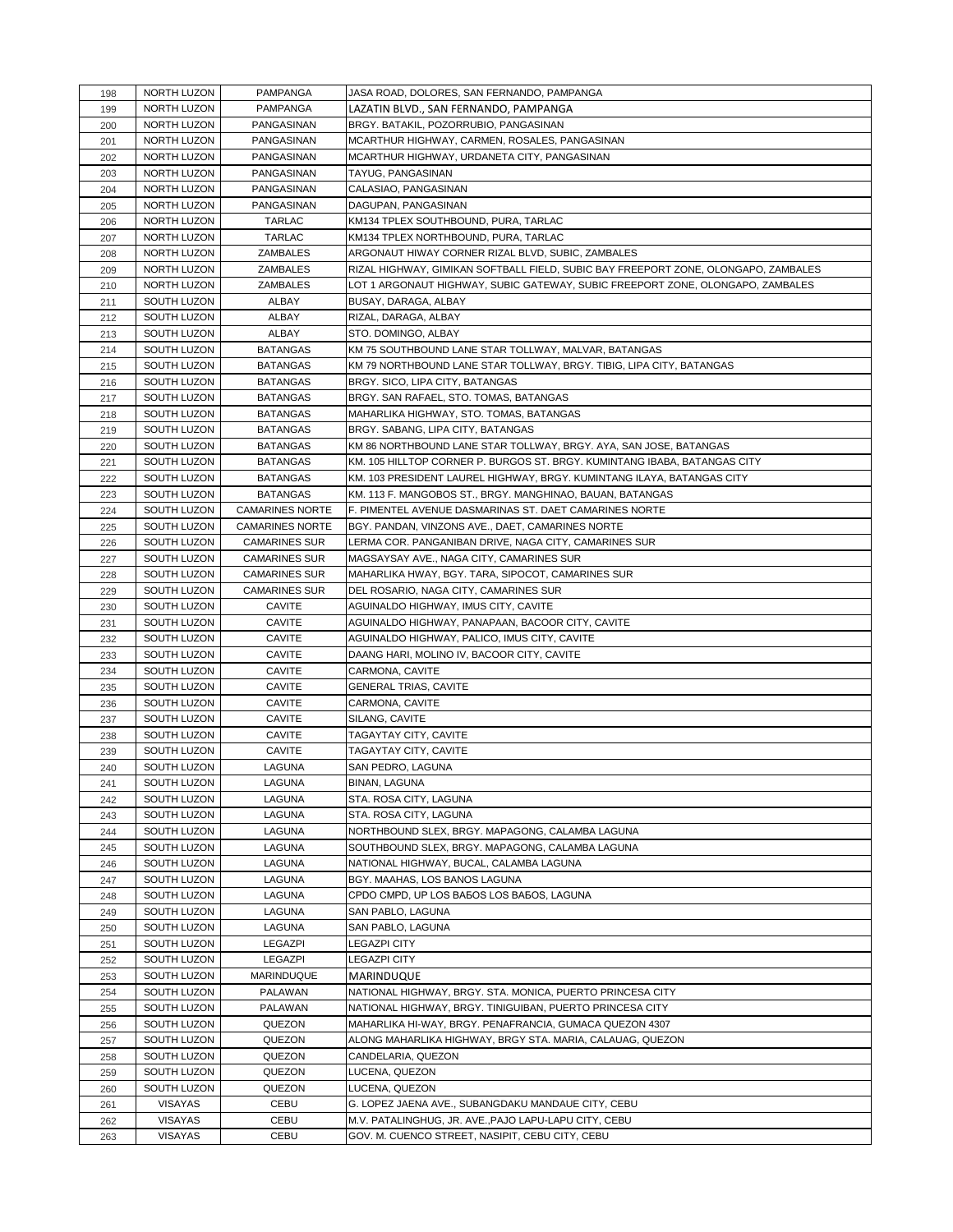| 198 | NORTH LUZON | PAMPANGA | JASA ROAD, DOLORES, SAN FERNANDO, PAMPANGA |
|---|---|---|---|
| 199 | NORTH LUZON | PAMPANGA | LAZATIN BLVD., SAN FERNANDO, PAMPANGA |
| 200 | NORTH LUZON | PANGASINAN | BRGY. BATAKIL, POZORRUBIO, PANGASINAN |
| 201 | NORTH LUZON | PANGASINAN | MCARTHUR HIGHWAY, CARMEN, ROSALES, PANGASINAN |
| 202 | NORTH LUZON | PANGASINAN | MCARTHUR HIGHWAY, URDANETA CITY, PANGASINAN |
| 203 | NORTH LUZON | PANGASINAN | TAYUG, PANGASINAN |
| 204 | NORTH LUZON | PANGASINAN | CALASIAO, PANGASINAN |
| 205 | NORTH LUZON | PANGASINAN | DAGUPAN, PANGASINAN |
| 206 | NORTH LUZON | TARLAC | KM134 TPLEX SOUTHBOUND, PURA, TARLAC |
| 207 | NORTH LUZON | TARLAC | KM134 TPLEX NORTHBOUND, PURA, TARLAC |
| 208 | NORTH LUZON | ZAMBALES | ARGONAUT HIWAY CORNER RIZAL BLVD, SUBIC, ZAMBALES |
| 209 | NORTH LUZON | ZAMBALES | RIZAL HIGHWAY, GIMIKAN SOFTBALL FIELD, SUBIC BAY FREEPORT ZONE, OLONGAPO, ZAMBALES |
| 210 | NORTH LUZON | ZAMBALES | LOT 1 ARGONAUT HIGHWAY, SUBIC GATEWAY, SUBIC FREEPORT ZONE, OLONGAPO, ZAMBALES |
| 211 | SOUTH LUZON | ALBAY | BUSAY, DARAGA, ALBAY |
| 212 | SOUTH LUZON | ALBAY | RIZAL, DARAGA, ALBAY |
| 213 | SOUTH LUZON | ALBAY | STO. DOMINGO, ALBAY |
| 214 | SOUTH LUZON | BATANGAS | KM 75 SOUTHBOUND LANE STAR TOLLWAY, MALVAR, BATANGAS |
| 215 | SOUTH LUZON | BATANGAS | KM 79 NORTHBOUND LANE STAR TOLLWAY, BRGY. TIBIG, LIPA CITY, BATANGAS |
| 216 | SOUTH LUZON | BATANGAS | BRGY. SICO, LIPA CITY, BATANGAS |
| 217 | SOUTH LUZON | BATANGAS | BRGY. SAN RAFAEL, STO. TOMAS, BATANGAS |
| 218 | SOUTH LUZON | BATANGAS | MAHARLIKA HIGHWAY, STO. TOMAS, BATANGAS |
| 219 | SOUTH LUZON | BATANGAS | BRGY. SABANG, LIPA CITY, BATANGAS |
| 220 | SOUTH LUZON | BATANGAS | KM 86 NORTHBOUND LANE STAR TOLLWAY, BRGY. AYA, SAN JOSE, BATANGAS |
| 221 | SOUTH LUZON | BATANGAS | KM. 105 HILLTOP CORNER P. BURGOS ST. BRGY. KUMINTANG IBABA, BATANGAS CITY |
| 222 | SOUTH LUZON | BATANGAS | KM. 103 PRESIDENT LAUREL HIGHWAY, BRGY. KUMINTANG ILAYA, BATANGAS CITY |
| 223 | SOUTH LUZON | BATANGAS | KM. 113 F. MANGOBOS ST., BRGY. MANGHINAO, BAUAN, BATANGAS |
| 224 | SOUTH LUZON | CAMARINES NORTE | F. PIMENTEL AVENUE DASMARINAS ST. DAET CAMARINES NORTE |
| 225 | SOUTH LUZON | CAMARINES NORTE | BGY. PANDAN, VINZONS AVE., DAET, CAMARINES NORTE |
| 226 | SOUTH LUZON | CAMARINES SUR | LERMA COR. PANGANIBAN DRIVE, NAGA CITY, CAMARINES SUR |
| 227 | SOUTH LUZON | CAMARINES SUR | MAGSAYSAY AVE., NAGA CITY, CAMARINES SUR |
| 228 | SOUTH LUZON | CAMARINES SUR | MAHARLIKA HWAY, BGY. TARA, SIPOCOT, CAMARINES SUR |
| 229 | SOUTH LUZON | CAMARINES SUR | DEL ROSARIO, NAGA CITY, CAMARINES SUR |
| 230 | SOUTH LUZON | CAVITE | AGUINALDO HIGHWAY, IMUS CITY, CAVITE |
| 231 | SOUTH LUZON | CAVITE | AGUINALDO HIGHWAY, PANAPAAN, BACOOR CITY, CAVITE |
| 232 | SOUTH LUZON | CAVITE | AGUINALDO HIGHWAY, PALICO, IMUS CITY, CAVITE |
| 233 | SOUTH LUZON | CAVITE | DAANG HARI, MOLINO IV, BACOOR CITY, CAVITE |
| 234 | SOUTH LUZON | CAVITE | CARMONA, CAVITE |
| 235 | SOUTH LUZON | CAVITE | GENERAL TRIAS, CAVITE |
| 236 | SOUTH LUZON | CAVITE | CARMONA, CAVITE |
| 237 | SOUTH LUZON | CAVITE | SILANG, CAVITE |
| 238 | SOUTH LUZON | CAVITE | TAGAYTAY CITY, CAVITE |
| 239 | SOUTH LUZON | CAVITE | TAGAYTAY CITY, CAVITE |
| 240 | SOUTH LUZON | LAGUNA | SAN PEDRO, LAGUNA |
| 241 | SOUTH LUZON | LAGUNA | BINAN, LAGUNA |
| 242 | SOUTH LUZON | LAGUNA | STA. ROSA CITY, LAGUNA |
| 243 | SOUTH LUZON | LAGUNA | STA. ROSA CITY, LAGUNA |
| 244 | SOUTH LUZON | LAGUNA | NORTHBOUND SLEX, BRGY. MAPAGONG, CALAMBA LAGUNA |
| 245 | SOUTH LUZON | LAGUNA | SOUTHBOUND SLEX, BRGY. MAPAGONG, CALAMBA LAGUNA |
| 246 | SOUTH LUZON | LAGUNA | NATIONAL HIGHWAY, BUCAL, CALAMBA LAGUNA |
| 247 | SOUTH LUZON | LAGUNA | BGY. MAAHAS, LOS BANOS LAGUNA |
| 248 | SOUTH LUZON | LAGUNA | CPDO CMPD, UP LOS BAÑOS LOS BAÑOS, LAGUNA |
| 249 | SOUTH LUZON | LAGUNA | SAN PABLO, LAGUNA |
| 250 | SOUTH LUZON | LAGUNA | SAN PABLO, LAGUNA |
| 251 | SOUTH LUZON | LEGAZPI | LEGAZPI CITY |
| 252 | SOUTH LUZON | LEGAZPI | LEGAZPI CITY |
| 253 | SOUTH LUZON | MARINDUQUE | MARINDUQUE |
| 254 | SOUTH LUZON | PALAWAN | NATIONAL HIGHWAY, BRGY. STA. MONICA, PUERTO PRINCESA CITY |
| 255 | SOUTH LUZON | PALAWAN | NATIONAL HIGHWAY, BRGY. TINIGUIBAN, PUERTO PRINCESA CITY |
| 256 | SOUTH LUZON | QUEZON | MAHARLIKA HI-WAY, BRGY. PENAFRANCIA, GUMACA QUEZON 4307 |
| 257 | SOUTH LUZON | QUEZON | ALONG MAHARLIKA HIGHWAY, BRGY STA. MARIA, CALAUAG, QUEZON |
| 258 | SOUTH LUZON | QUEZON | CANDELARIA, QUEZON |
| 259 | SOUTH LUZON | QUEZON | LUCENA, QUEZON |
| 260 | SOUTH LUZON | QUEZON | LUCENA, QUEZON |
| 261 | VISAYAS | CEBU | G. LOPEZ JAENA AVE., SUBANGDAKU MANDAUE CITY, CEBU |
| 262 | VISAYAS | CEBU | M.V. PATALINGHUG, JR. AVE.,PAJO LAPU-LAPU CITY, CEBU |
| 263 | VISAYAS | CEBU | GOV. M. CUENCO STREET, NASIPIT, CEBU CITY, CEBU |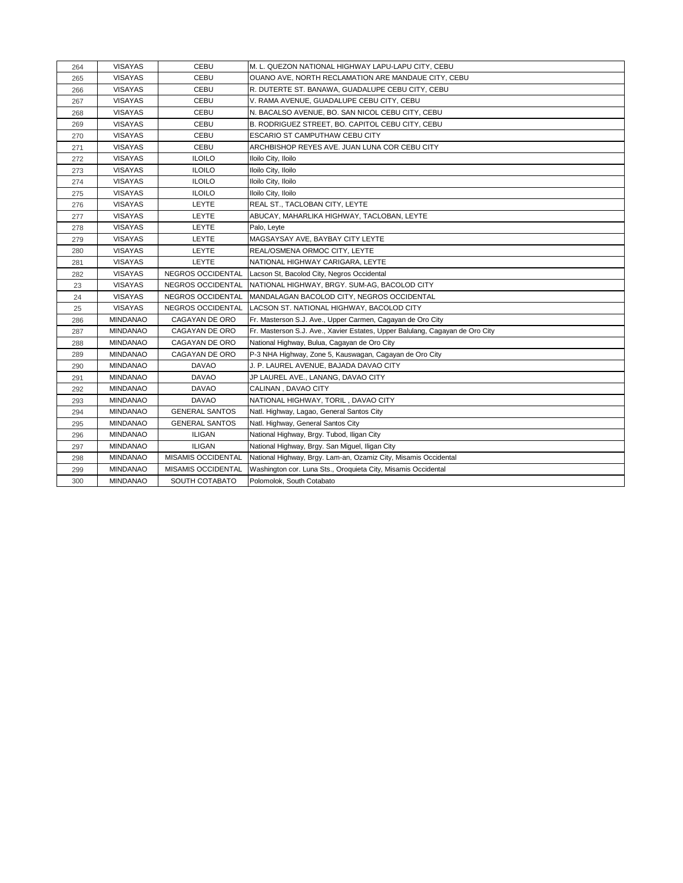| | | | |
|---|---|---|---|
| 264 | VISAYAS | CEBU | M. L. QUEZON NATIONAL HIGHWAY LAPU-LAPU CITY, CEBU |
| 265 | VISAYAS | CEBU | OUANO AVE, NORTH RECLAMATION ARE MANDAUE CITY, CEBU |
| 266 | VISAYAS | CEBU | R. DUTERTE ST. BANAWA, GUADALUPE CEBU CITY, CEBU |
| 267 | VISAYAS | CEBU | V. RAMA AVENUE, GUADALUPE CEBU CITY, CEBU |
| 268 | VISAYAS | CEBU | N. BACALSO AVENUE, BO. SAN NICOL CEBU CITY, CEBU |
| 269 | VISAYAS | CEBU | B. RODRIGUEZ STREET, BO. CAPITOL CEBU CITY, CEBU |
| 270 | VISAYAS | CEBU | ESCARIO ST CAMPUTHAW CEBU CITY |
| 271 | VISAYAS | CEBU | ARCHBISHOP REYES AVE. JUAN LUNA COR CEBU CITY |
| 272 | VISAYAS | ILOILO | Iloilo City, Iloilo |
| 273 | VISAYAS | ILOILO | Iloilo City, Iloilo |
| 274 | VISAYAS | ILOILO | Iloilo City, Iloilo |
| 275 | VISAYAS | ILOILO | Iloilo City, Iloilo |
| 276 | VISAYAS | LEYTE | REAL ST., TACLOBAN CITY, LEYTE |
| 277 | VISAYAS | LEYTE | ABUCAY, MAHARLIKA HIGHWAY, TACLOBAN, LEYTE |
| 278 | VISAYAS | LEYTE | Palo, Leyte |
| 279 | VISAYAS | LEYTE | MAGSAYSAY AVE, BAYBAY CITY LEYTE |
| 280 | VISAYAS | LEYTE | REAL/OSMENA ORMOC CITY, LEYTE |
| 281 | VISAYAS | LEYTE | NATIONAL HIGHWAY CARIGARA, LEYTE |
| 282 | VISAYAS | NEGROS OCCIDENTAL | Lacson St, Bacolod City, Negros Occidental |
| 23 | VISAYAS | NEGROS OCCIDENTAL | NATIONAL HIGHWAY, BRGY. SUM-AG, BACOLOD CITY |
| 24 | VISAYAS | NEGROS OCCIDENTAL | MANDALAGAN BACOLOD CITY, NEGROS OCCIDENTAL |
| 25 | VISAYAS | NEGROS OCCIDENTAL | LACSON ST. NATIONAL HIGHWAY, BACOLOD CITY |
| 286 | MINDANAO | CAGAYAN DE ORO | Fr. Masterson S.J. Ave., Upper Carmen, Cagayan de Oro City |
| 287 | MINDANAO | CAGAYAN DE ORO | Fr. Masterson S.J. Ave., Xavier Estates, Upper Balulang, Cagayan de Oro City |
| 288 | MINDANAO | CAGAYAN DE ORO | National Highway, Bulua, Cagayan de Oro City |
| 289 | MINDANAO | CAGAYAN DE ORO | P-3 NHA Highway, Zone 5, Kauswagan, Cagayan de Oro City |
| 290 | MINDANAO | DAVAO | J. P. LAUREL AVENUE, BAJADA DAVAO CITY |
| 291 | MINDANAO | DAVAO | JP LAUREL AVE., LANANG, DAVAO CITY |
| 292 | MINDANAO | DAVAO | CALINAN , DAVAO CITY |
| 293 | MINDANAO | DAVAO | NATIONAL HIGHWAY, TORIL , DAVAO CITY |
| 294 | MINDANAO | GENERAL SANTOS | Natl. Highway, Lagao, General Santos City |
| 295 | MINDANAO | GENERAL SANTOS | Natl. Highway, General Santos City |
| 296 | MINDANAO | ILIGAN | National Highway, Brgy. Tubod, Iligan City |
| 297 | MINDANAO | ILIGAN | National Highway, Brgy. San Miguel, Iligan City |
| 298 | MINDANAO | MISAMIS OCCIDENTAL | National Highway, Brgy. Lam-an, Ozamiz City, Misamis Occidental |
| 299 | MINDANAO | MISAMIS OCCIDENTAL | Washington cor. Luna Sts., Oroquieta City, Misamis Occidental |
| 300 | MINDANAO | SOUTH COTABATO | Polomolok, South Cotabato |